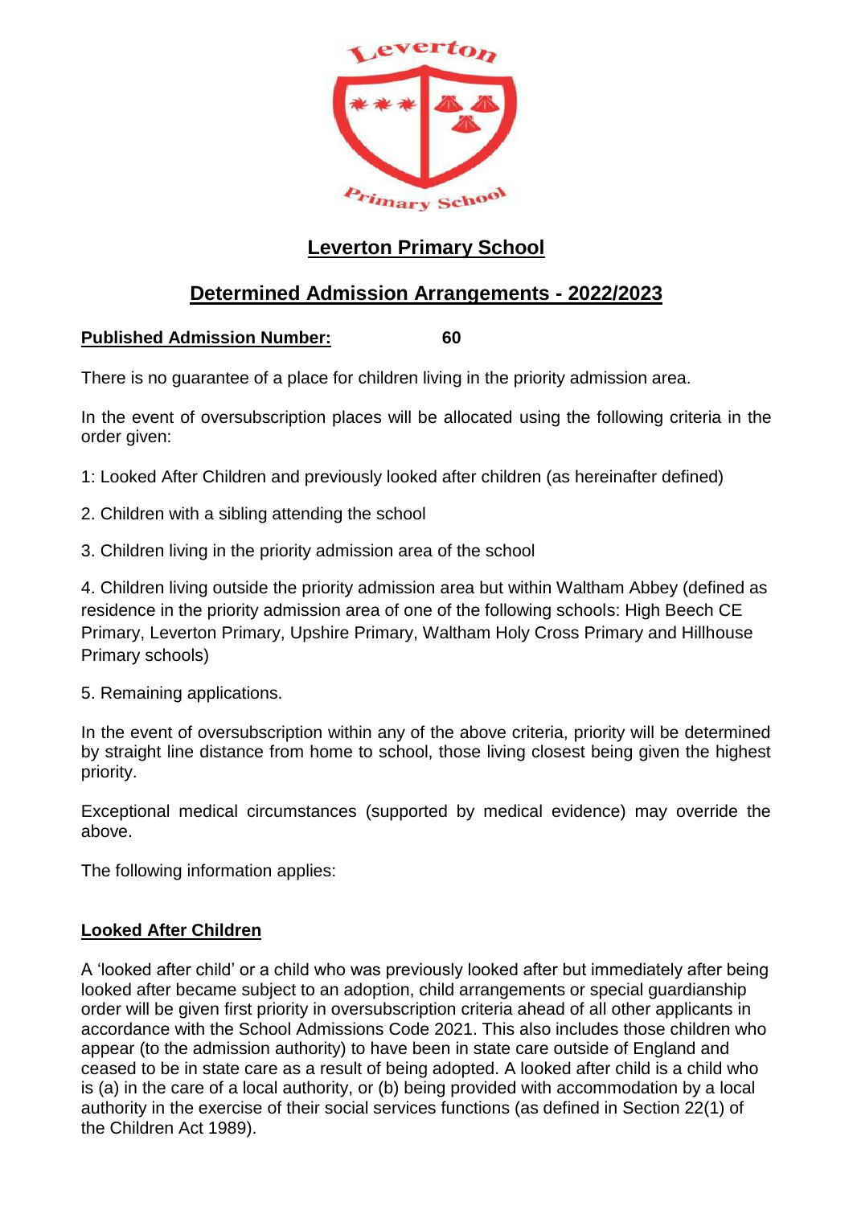# Leverton Primary School

## Determined Admission Arrangements - 2022/2023

**Published Admission Number:** 60

There is no guarantee of a place for children living in the priority admission area.

In the event of oversubscription places will be allocated using the following criteria in the order given:

1: Looked After Children and previously looked after children (as hereinafter defined)

2. Children with a sibling attending the school

3. Children living in the priority admission area of the school

4. Children living outside the priority admission area but within Waltham Abbey (defined as residence in the priority admission area of one of the following schools: High Beech CE Primary, Leverton Primary, Upshire Primary, Waltham Holy Cross Primary and Hillhouse Primary schools)

5. Remaining applications.

In the event of oversubscription within any of the above criteria, priority will be determined by straight line distance from home to school, those living closest being given the highest priority.

Exceptional medical circumstances (supported by medical evidence) may override the above.

The following information applies:

### Looked After Children

A 'looked after child' or a child who was previously looked after but immediately after being looked after became subject to an adoption, child arrangements or special guardianship order will be given first priority in oversubscription criteria ahead of all other applicants in accordance with the School Admissions Code 2021. This also includes those children who appear (to the admission authority) to have been in state care outside of England and ceased to be in state care as a result of being adopted. A looked after child is a child who is (a) in the care of a local authority, or (b) being provided with accommodation by a local authority in the exercise of their social services functions (as defined in Section 22(1) of the Children Act 1989).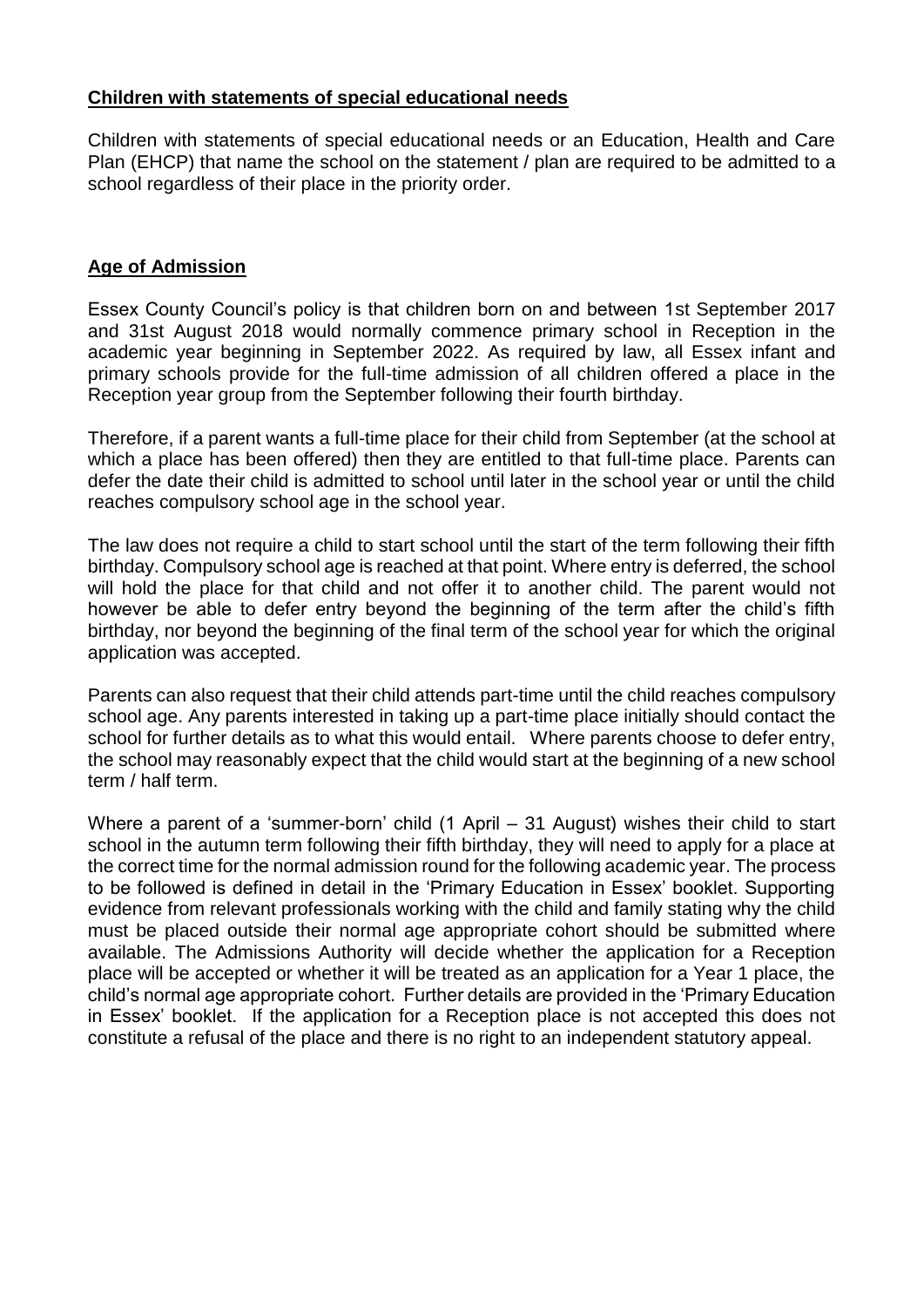## Children with statements of special educational needs

Children with statements of special educational needs or an Education, Health and Care Plan (EHCP) that name the school on the statement / plan are required to be admitted to a school regardless of their place in the priority order.

## Age of Admission

Essex County Council's policy is that children born on and between 1st September 2017 and 31st August 2018 would normally commence primary school in Reception in the academic year beginning in September 2022. As required by law, all Essex infant and primary schools provide for the full-time admission of all children offered a place in the Reception year group from the September following their fourth birthday.

Therefore, if a parent wants a full-time place for their child from September (at the school at which a place has been offered) then they are entitled to that full-time place. Parents can defer the date their child is admitted to school until later in the school year or until the child reaches compulsory school age in the school year.

The law does not require a child to start school until the start of the term following their fifth birthday. Compulsory school age is reached at that point. Where entry is deferred, the school will hold the place for that child and not offer it to another child. The parent would not however be able to defer entry beyond the beginning of the term after the child's fifth birthday, nor beyond the beginning of the final term of the school year for which the original application was accepted.

Parents can also request that their child attends part-time until the child reaches compulsory school age. Any parents interested in taking up a part-time place initially should contact the school for further details as to what this would entail. Where parents choose to defer entry, the school may reasonably expect that the child would start at the beginning of a new school term / half term.

Where a parent of a 'summer-born' child (1 April – 31 August) wishes their child to start school in the autumn term following their fifth birthday, they will need to apply for a place at the correct time for the normal admission round for the following academic year. The process to be followed is defined in detail in the 'Primary Education in Essex' booklet. Supporting evidence from relevant professionals working with the child and family stating why the child must be placed outside their normal age appropriate cohort should be submitted where available. The Admissions Authority will decide whether the application for a Reception place will be accepted or whether it will be treated as an application for a Year 1 place, the child's normal age appropriate cohort. Further details are provided in the 'Primary Education in Essex' booklet. If the application for a Reception place is not accepted this does not constitute a refusal of the place and there is no right to an independent statutory appeal.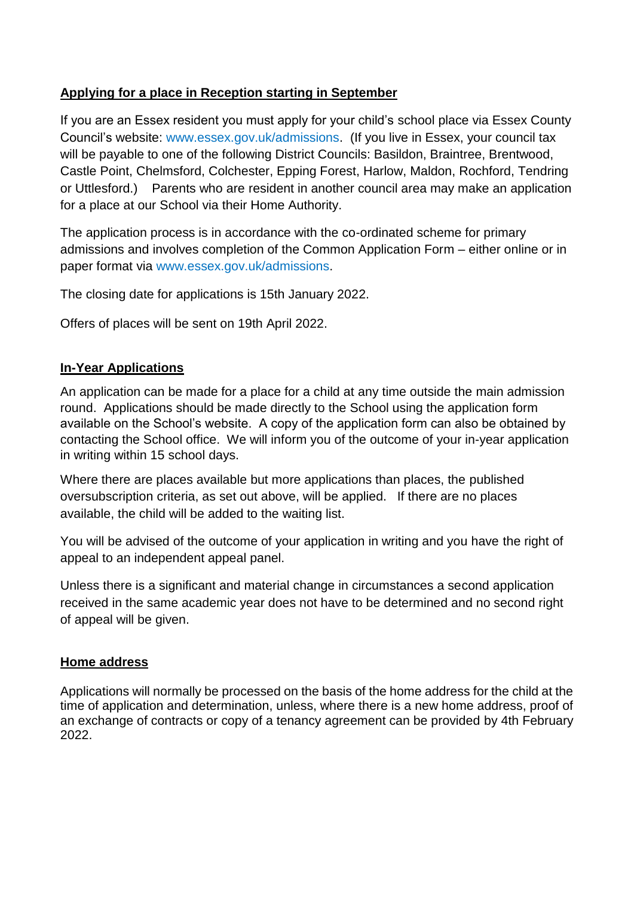## **Applying for a place in Reception starting in September**

If you are an Essex resident you must apply for your child's school place via Essex County Council's website: www.essex.gov.uk/admissions. (If you live in Essex, your council tax will be payable to one of the following District Councils: Basildon, Braintree, Brentwood, Castle Point, Chelmsford, Colchester, Epping Forest, Harlow, Maldon, Rochford, Tendring or Uttlesford.) Parents who are resident in another council area may make an application for a place at our School via their Home Authority.

The application process is in accordance with the co-ordinated scheme for primary admissions and involves completion of the Common Application Form – either online or in paper format via www.essex.gov.uk/admissions.

The closing date for applications is 15th January 2022.

Offers of places will be sent on 19th April 2022.

## **In-Year Applications**

An application can be made for a place for a child at any time outside the main admission round. Applications should be made directly to the School using the application form available on the School's website. A copy of the application form can also be obtained by contacting the School office. We will inform you of the outcome of your in-year application in writing within 15 school days.

Where there are places available but more applications than places, the published oversubscription criteria, as set out above, will be applied. If there are no places available, the child will be added to the waiting list.

You will be advised of the outcome of your application in writing and you have the right of appeal to an independent appeal panel.

Unless there is a significant and material change in circumstances a second application received in the same academic year does not have to be determined and no second right of appeal will be given.

## **Home address**

Applications will normally be processed on the basis of the home address for the child at the time of application and determination, unless, where there is a new home address, proof of an exchange of contracts or copy of a tenancy agreement can be provided by 4th February 2022.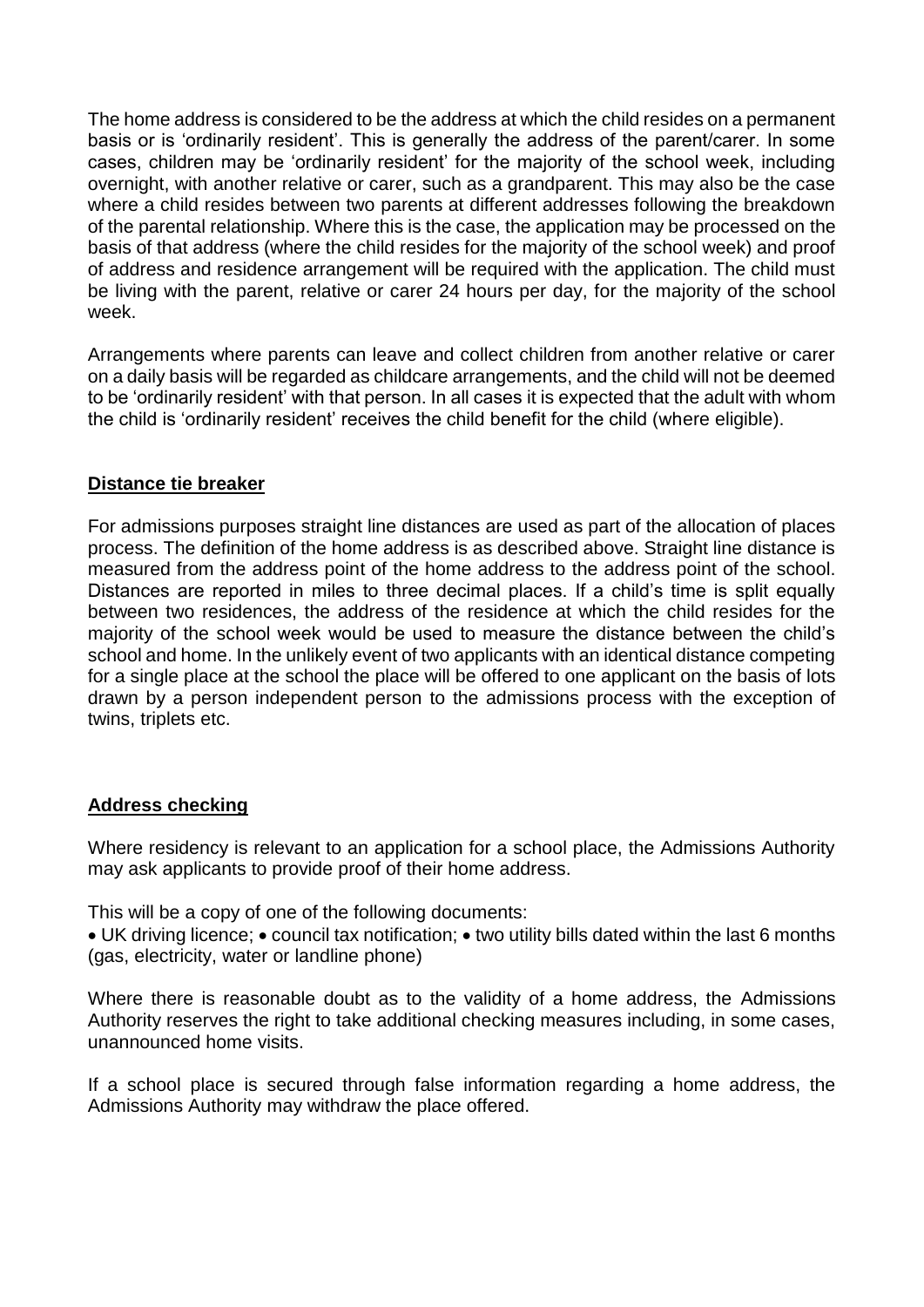The home address is considered to be the address at which the child resides on a permanent basis or is 'ordinarily resident'. This is generally the address of the parent/carer. In some cases, children may be 'ordinarily resident' for the majority of the school week, including overnight, with another relative or carer, such as a grandparent. This may also be the case where a child resides between two parents at different addresses following the breakdown of the parental relationship. Where this is the case, the application may be processed on the basis of that address (where the child resides for the majority of the school week) and proof of address and residence arrangement will be required with the application. The child must be living with the parent, relative or carer 24 hours per day, for the majority of the school week.

Arrangements where parents can leave and collect children from another relative or carer on a daily basis will be regarded as childcare arrangements, and the child will not be deemed to be 'ordinarily resident' with that person. In all cases it is expected that the adult with whom the child is 'ordinarily resident' receives the child benefit for the child (where eligible).

## **Distance tie breaker**

For admissions purposes straight line distances are used as part of the allocation of places process. The definition of the home address is as described above. Straight line distance is measured from the address point of the home address to the address point of the school. Distances are reported in miles to three decimal places. If a child's time is split equally between two residences, the address of the residence at which the child resides for the majority of the school week would be used to measure the distance between the child's school and home. In the unlikely event of two applicants with an identical distance competing for a single place at the school the place will be offered to one applicant on the basis of lots drawn by a person independent person to the admissions process with the exception of twins, triplets etc.

## **Address checking**

Where residency is relevant to an application for a school place, the Admissions Authority may ask applicants to provide proof of their home address.

This will be a copy of one of the following documents:

• UK driving licence; • council tax notification; • two utility bills dated within the last 6 months (gas, electricity, water or landline phone)

Where there is reasonable doubt as to the validity of a home address, the Admissions Authority reserves the right to take additional checking measures including, in some cases, unannounced home visits.

If a school place is secured through false information regarding a home address, the Admissions Authority may withdraw the place offered.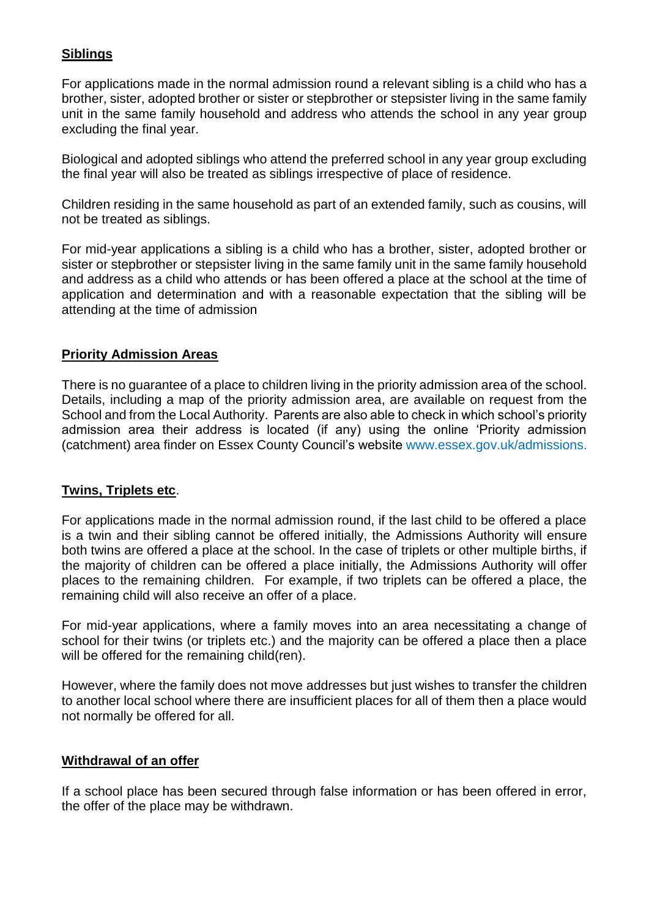## Siblings

For applications made in the normal admission round a relevant sibling is a child who has a brother, sister, adopted brother or sister or stepbrother or stepsister living in the same family unit in the same family household and address who attends the school in any year group excluding the final year.

Biological and adopted siblings who attend the preferred school in any year group excluding the final year will also be treated as siblings irrespective of place of residence.

Children residing in the same household as part of an extended family, such as cousins, will not be treated as siblings.

For mid-year applications a sibling is a child who has a brother, sister, adopted brother or sister or stepbrother or stepsister living in the same family unit in the same family household and address as a child who attends or has been offered a place at the school at the time of application and determination and with a reasonable expectation that the sibling will be attending at the time of admission

## Priority Admission Areas

There is no guarantee of a place to children living in the priority admission area of the school. Details, including a map of the priority admission area, are available on request from the School and from the Local Authority. Parents are also able to check in which school's priority admission area their address is located (if any) using the online 'Priority admission (catchment) area finder on Essex County Council's website www.essex.gov.uk/admissions.

## Twins, Triplets etc.

For applications made in the normal admission round, if the last child to be offered a place is a twin and their sibling cannot be offered initially, the Admissions Authority will ensure both twins are offered a place at the school. In the case of triplets or other multiple births, if the majority of children can be offered a place initially, the Admissions Authority will offer places to the remaining children. For example, if two triplets can be offered a place, the remaining child will also receive an offer of a place.

For mid-year applications, where a family moves into an area necessitating a change of school for their twins (or triplets etc.) and the majority can be offered a place then a place will be offered for the remaining child(ren).

However, where the family does not move addresses but just wishes to transfer the children to another local school where there are insufficient places for all of them then a place would not normally be offered for all.

## Withdrawal of an offer

If a school place has been secured through false information or has been offered in error, the offer of the place may be withdrawn.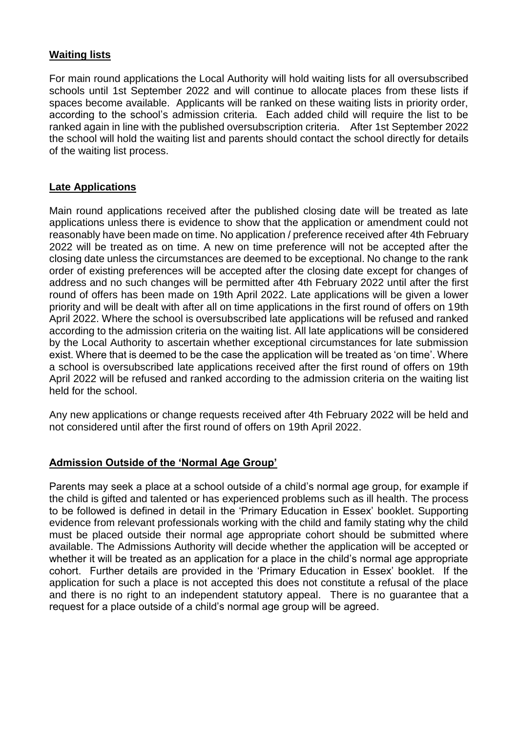## Waiting lists

For main round applications the Local Authority will hold waiting lists for all oversubscribed schools until 1st September 2022 and will continue to allocate places from these lists if spaces become available. Applicants will be ranked on these waiting lists in priority order, according to the school's admission criteria. Each added child will require the list to be ranked again in line with the published oversubscription criteria. After 1st September 2022 the school will hold the waiting list and parents should contact the school directly for details of the waiting list process.

## Late Applications

Main round applications received after the published closing date will be treated as late applications unless there is evidence to show that the application or amendment could not reasonably have been made on time. No application / preference received after 4th February 2022 will be treated as on time. A new on time preference will not be accepted after the closing date unless the circumstances are deemed to be exceptional. No change to the rank order of existing preferences will be accepted after the closing date except for changes of address and no such changes will be permitted after 4th February 2022 until after the first round of offers has been made on 19th April 2022. Late applications will be given a lower priority and will be dealt with after all on time applications in the first round of offers on 19th April 2022. Where the school is oversubscribed late applications will be refused and ranked according to the admission criteria on the waiting list. All late applications will be considered by the Local Authority to ascertain whether exceptional circumstances for late submission exist. Where that is deemed to be the case the application will be treated as 'on time'. Where a school is oversubscribed late applications received after the first round of offers on 19th April 2022 will be refused and ranked according to the admission criteria on the waiting list held for the school.

Any new applications or change requests received after 4th February 2022 will be held and not considered until after the first round of offers on 19th April 2022.

## Admission Outside of the 'Normal Age Group'

Parents may seek a place at a school outside of a child's normal age group, for example if the child is gifted and talented or has experienced problems such as ill health. The process to be followed is defined in detail in the 'Primary Education in Essex' booklet. Supporting evidence from relevant professionals working with the child and family stating why the child must be placed outside their normal age appropriate cohort should be submitted where available. The Admissions Authority will decide whether the application will be accepted or whether it will be treated as an application for a place in the child's normal age appropriate cohort. Further details are provided in the 'Primary Education in Essex' booklet. If the application for such a place is not accepted this does not constitute a refusal of the place and there is no right to an independent statutory appeal. There is no guarantee that a request for a place outside of a child's normal age group will be agreed.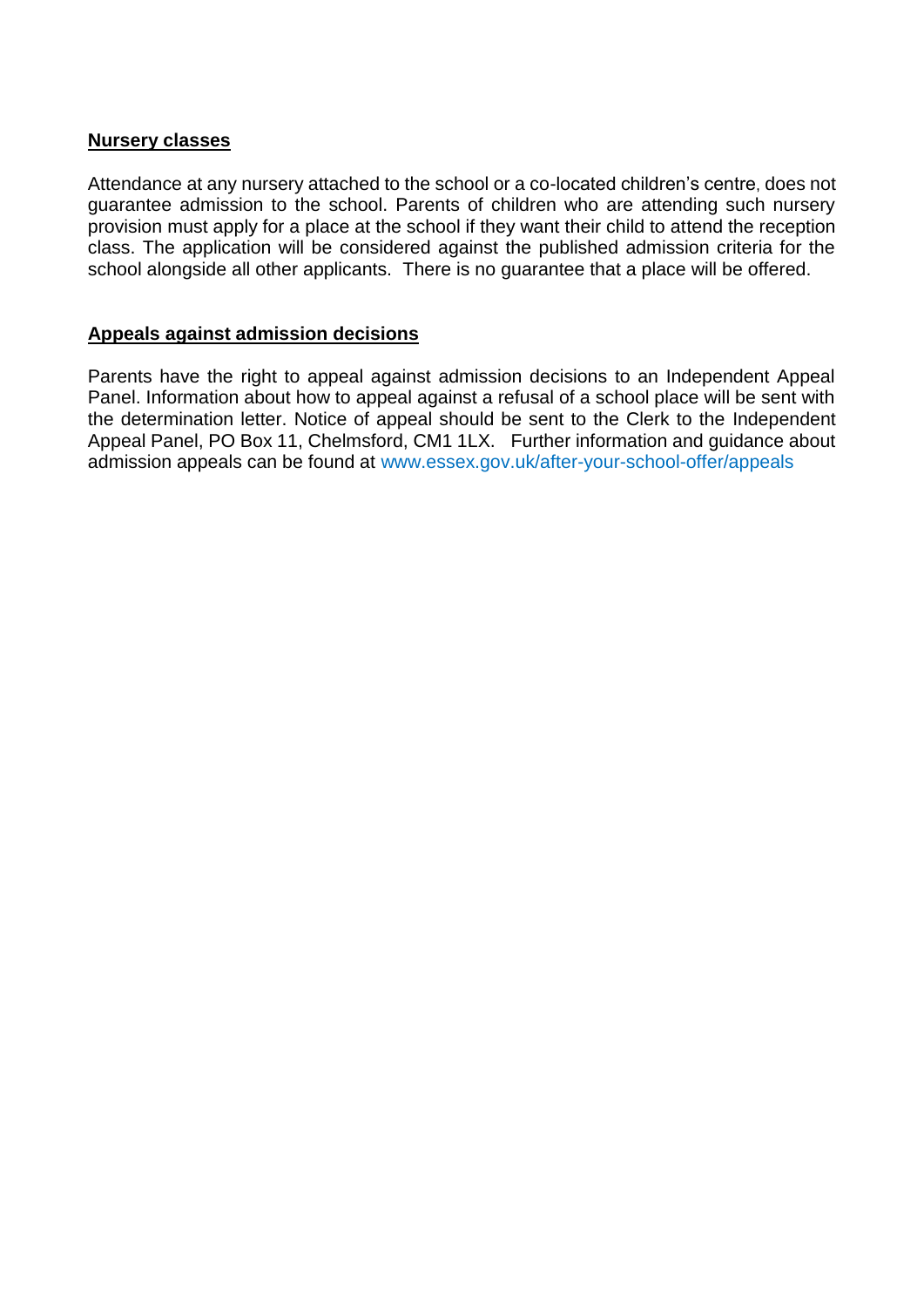**Nursery classes**

Attendance at any nursery attached to the school or a co-located children's centre, does not guarantee admission to the school. Parents of children who are attending such nursery provision must apply for a place at the school if they want their child to attend the reception class. The application will be considered against the published admission criteria for the school alongside all other applicants. There is no guarantee that a place will be offered.

**Appeals against admission decisions**

Parents have the right to appeal against admission decisions to an Independent Appeal Panel. Information about how to appeal against a refusal of a school place will be sent with the determination letter. Notice of appeal should be sent to the Clerk to the Independent Appeal Panel, PO Box 11, Chelmsford, CM1 1LX. Further information and guidance about admission appeals can be found at www.essex.gov.uk/after-your-school-offer/appeals